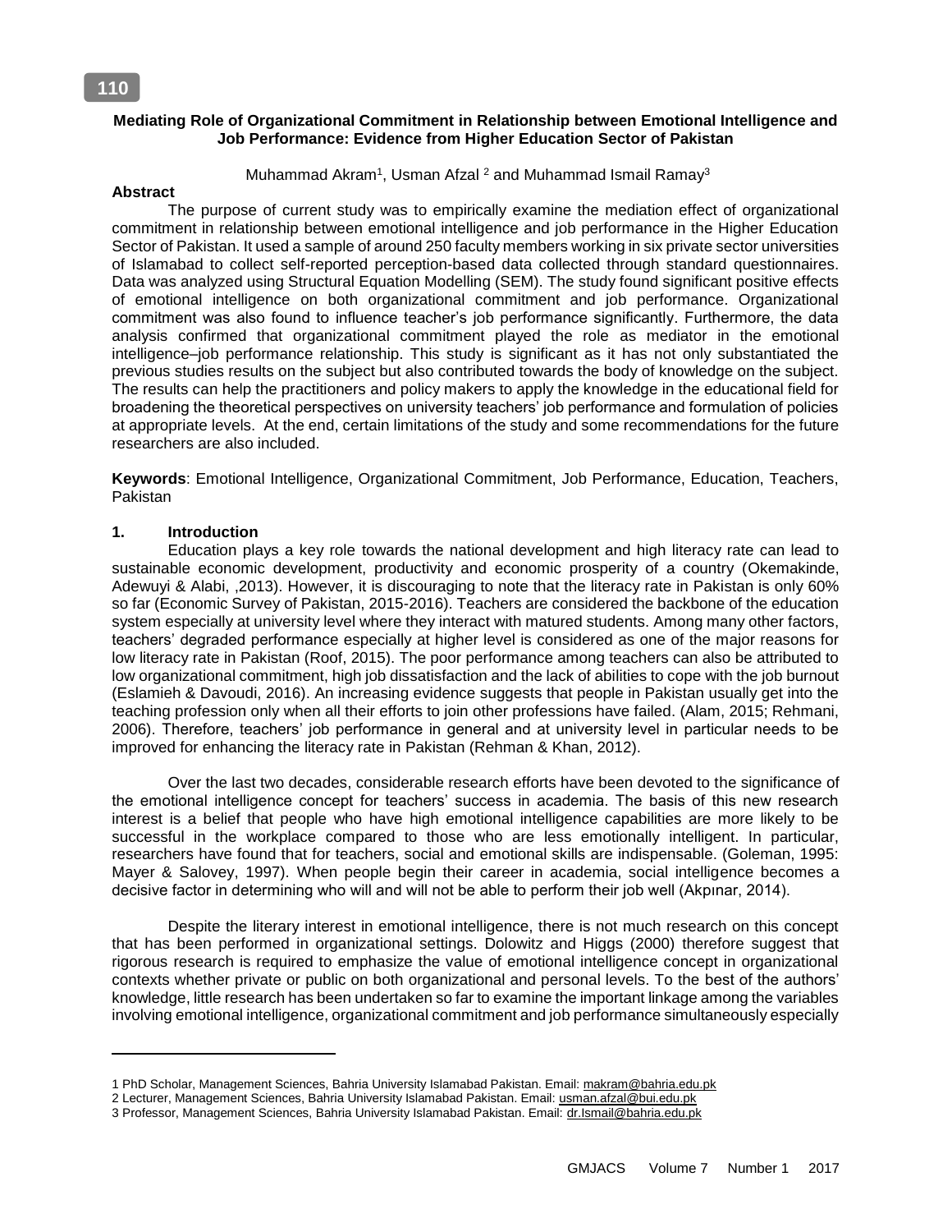# Mediating Role of Organizational Commitment in Relationship between Emotional Intelligence and Job Performance: Evidence from Higher Education Sector of Pakistan

Muhammad Akram[1], Usman Afzal [2] and Muhammad Ismail Ramay[3]

## Abstract

The purpose of current study was to empirically examine the mediation effect of organizational commitment in relationship between emotional intelligence and job performance in the Higher Education Sector of Pakistan. It used a sample of around 250 faculty members working in six private sector universities of Islamabad to collect self-reported perception-based data collected through standard questionnaires. Data was analyzed using Structural Equation Modelling (SEM). The study found significant positive effects of emotional intelligence on both organizational commitment and job performance. Organizational commitment was also found to influence teacher's job performance significantly. Furthermore, the data analysis confirmed that organizational commitment played the role as mediator in the emotional intelligence–job performance relationship. This study is significant as it has not only substantiated the previous studies results on the subject but also contributed towards the body of knowledge on the subject. The results can help the practitioners and policy makers to apply the knowledge in the educational field for broadening the theoretical perspectives on university teachers' job performance and formulation of policies at appropriate levels. At the end, certain limitations of the study and some recommendations for the future researchers are also included.

**Keywords**: Emotional Intelligence, Organizational Commitment, Job Performance, Education, Teachers, Pakistan

## 1. Introduction

Education plays a key role towards the national development and high literacy rate can lead to sustainable economic development, productivity and economic prosperity of a country (Okemakinde, Adewuyi & Alabi, ,2013). However, it is discouraging to note that the literacy rate in Pakistan is only 60% so far (Economic Survey of Pakistan, 2015-2016). Teachers are considered the backbone of the education system especially at university level where they interact with matured students. Among many other factors, teachers' degraded performance especially at higher level is considered as one of the major reasons for low literacy rate in Pakistan (Roof, 2015). The poor performance among teachers can also be attributed to low organizational commitment, high job dissatisfaction and the lack of abilities to cope with the job burnout (Eslamieh & Davoudi, 2016). An increasing evidence suggests that people in Pakistan usually get into the teaching profession only when all their efforts to join other professions have failed. (Alam, 2015; Rehmani, 2006). Therefore, teachers' job performance in general and at university level in particular needs to be improved for enhancing the literacy rate in Pakistan (Rehman & Khan, 2012).

Over the last two decades, considerable research efforts have been devoted to the significance of the emotional intelligence concept for teachers' success in academia. The basis of this new research interest is a belief that people who have high emotional intelligence capabilities are more likely to be successful in the workplace compared to those who are less emotionally intelligent. In particular, researchers have found that for teachers, social and emotional skills are indispensable. (Goleman, 1995: Mayer & Salovey, 1997). When people begin their career in academia, social intelligence becomes a decisive factor in determining who will and will not be able to perform their job well (Akpınar, 2014).

Despite the literary interest in emotional intelligence, there is not much research on this concept that has been performed in organizational settings. Dolowitz and Higgs (2000) therefore suggest that rigorous research is required to emphasize the value of emotional intelligence concept in organizational contexts whether private or public on both organizational and personal levels. To the best of the authors' knowledge, little research has been undertaken so far to examine the important linkage among the variables involving emotional intelligence, organizational commitment and job performance simultaneously especially

---

1 PhD Scholar, Management Sciences, Bahria University Islamabad Pakistan. Email: makram@bahria.edu.pk

2 Lecturer, Management Sciences, Bahria University Islamabad Pakistan. Email: usman.afzal@bui.edu.pk

3 Professor, Management Sciences, Bahria University Islamabad Pakistan. Email: dr.Ismail@bahria.edu.pk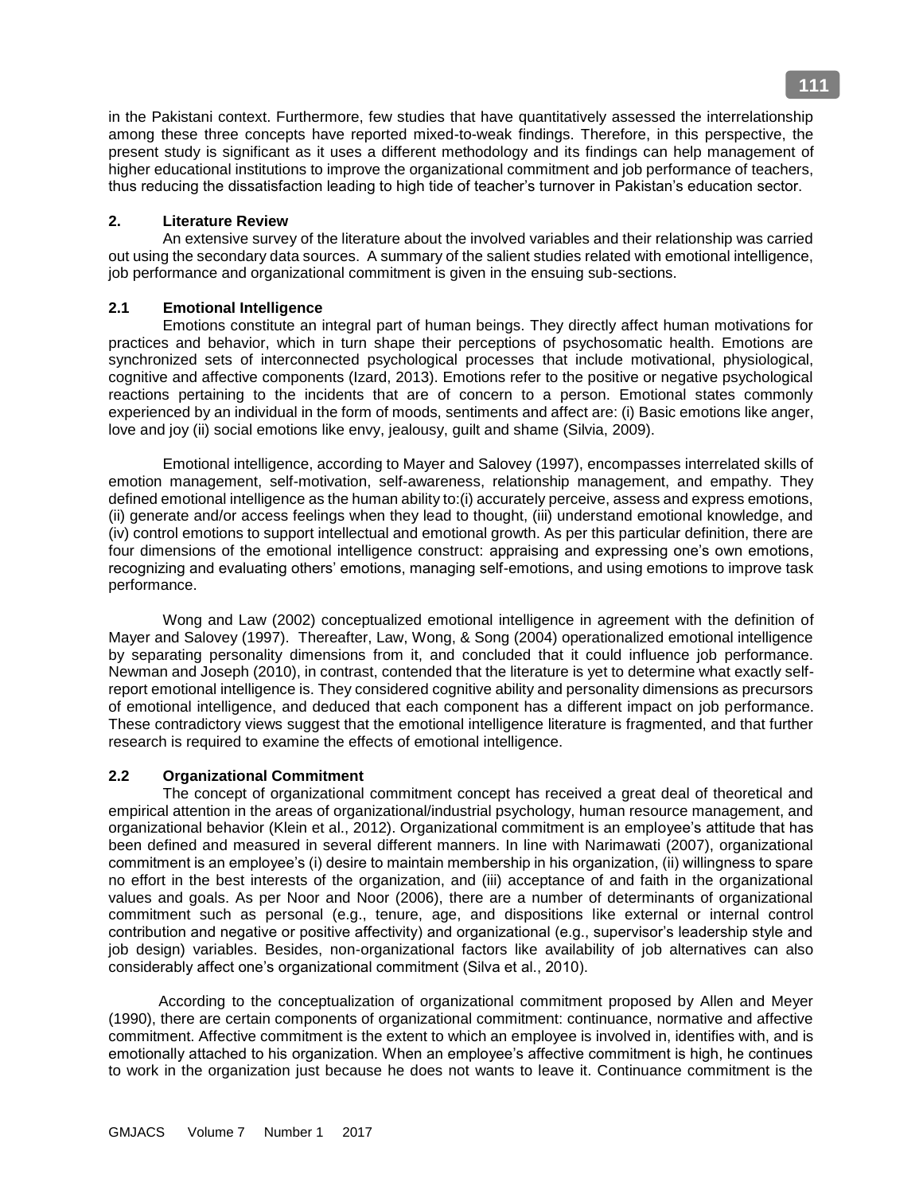in the Pakistani context. Furthermore, few studies that have quantitatively assessed the interrelationship among these three concepts have reported mixed-to-weak findings. Therefore, in this perspective, the present study is significant as it uses a different methodology and its findings can help management of higher educational institutions to improve the organizational commitment and job performance of teachers, thus reducing the dissatisfaction leading to high tide of teacher's turnover in Pakistan's education sector.

## 2. Literature Review

An extensive survey of the literature about the involved variables and their relationship was carried out using the secondary data sources. A summary of the salient studies related with emotional intelligence, job performance and organizational commitment is given in the ensuing sub-sections.

### 2.1 Emotional Intelligence

Emotions constitute an integral part of human beings. They directly affect human motivations for practices and behavior, which in turn shape their perceptions of psychosomatic health. Emotions are synchronized sets of interconnected psychological processes that include motivational, physiological, cognitive and affective components (Izard, 2013). Emotions refer to the positive or negative psychological reactions pertaining to the incidents that are of concern to a person. Emotional states commonly experienced by an individual in the form of moods, sentiments and affect are: (i) Basic emotions like anger, love and joy (ii) social emotions like envy, jealousy, guilt and shame (Silvia, 2009).

Emotional intelligence, according to Mayer and Salovey (1997), encompasses interrelated skills of emotion management, self-motivation, self-awareness, relationship management, and empathy. They defined emotional intelligence as the human ability to:(i) accurately perceive, assess and express emotions, (ii) generate and/or access feelings when they lead to thought, (iii) understand emotional knowledge, and (iv) control emotions to support intellectual and emotional growth. As per this particular definition, there are four dimensions of the emotional intelligence construct: appraising and expressing one's own emotions, recognizing and evaluating others' emotions, managing self-emotions, and using emotions to improve task performance.

Wong and Law (2002) conceptualized emotional intelligence in agreement with the definition of Mayer and Salovey (1997). Thereafter, Law, Wong, & Song (2004) operationalized emotional intelligence by separating personality dimensions from it, and concluded that it could influence job performance. Newman and Joseph (2010), in contrast, contended that the literature is yet to determine what exactly self-report emotional intelligence is. They considered cognitive ability and personality dimensions as precursors of emotional intelligence, and deduced that each component has a different impact on job performance. These contradictory views suggest that the emotional intelligence literature is fragmented, and that further research is required to examine the effects of emotional intelligence.

### 2.2 Organizational Commitment

The concept of organizational commitment concept has received a great deal of theoretical and empirical attention in the areas of organizational/industrial psychology, human resource management, and organizational behavior (Klein et al., 2012). Organizational commitment is an employee's attitude that has been defined and measured in several different manners. In line with Narimawati (2007), organizational commitment is an employee's (i) desire to maintain membership in his organization, (ii) willingness to spare no effort in the best interests of the organization, and (iii) acceptance of and faith in the organizational values and goals. As per Noor and Noor (2006), there are a number of determinants of organizational commitment such as personal (e.g., tenure, age, and dispositions like external or internal control contribution and negative or positive affectivity) and organizational (e.g., supervisor's leadership style and job design) variables. Besides, non-organizational factors like availability of job alternatives can also considerably affect one's organizational commitment (Silva et al., 2010).

According to the conceptualization of organizational commitment proposed by Allen and Meyer (1990), there are certain components of organizational commitment: continuance, normative and affective commitment. Affective commitment is the extent to which an employee is involved in, identifies with, and is emotionally attached to his organization. When an employee's affective commitment is high, he continues to work in the organization just because he does not wants to leave it. Continuance commitment is the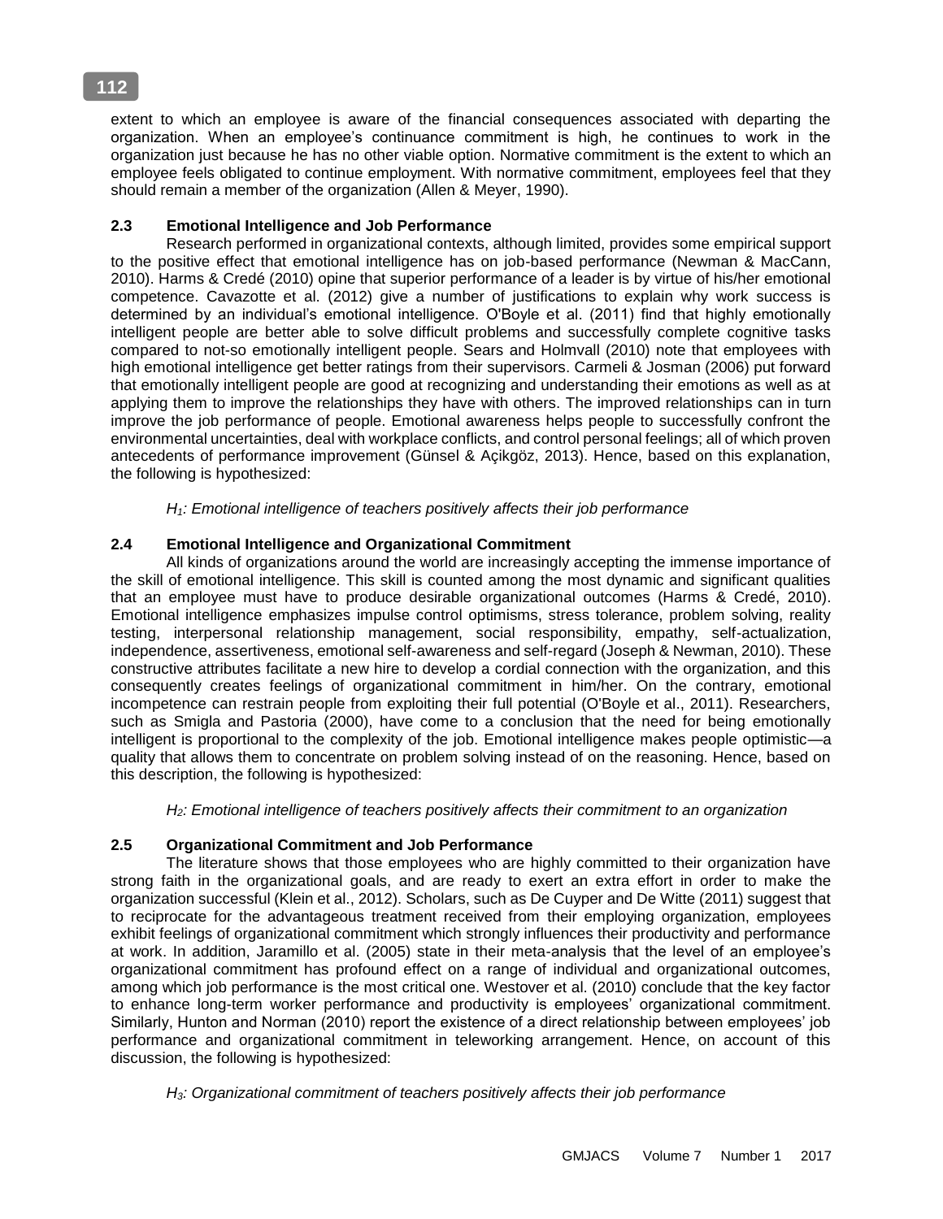extent to which an employee is aware of the financial consequences associated with departing the organization. When an employee's continuance commitment is high, he continues to work in the organization just because he has no other viable option. Normative commitment is the extent to which an employee feels obligated to continue employment. With normative commitment, employees feel that they should remain a member of the organization (Allen & Meyer, 1990).

## 2.3 Emotional Intelligence and Job Performance

Research performed in organizational contexts, although limited, provides some empirical support to the positive effect that emotional intelligence has on job-based performance (Newman & MacCann, 2010). Harms & Credé (2010) opine that superior performance of a leader is by virtue of his/her emotional competence. Cavazotte et al. (2012) give a number of justifications to explain why work success is determined by an individual's emotional intelligence. O'Boyle et al. (2011) find that highly emotionally intelligent people are better able to solve difficult problems and successfully complete cognitive tasks compared to not-so emotionally intelligent people. Sears and Holmvall (2010) note that employees with high emotional intelligence get better ratings from their supervisors. Carmeli & Josman (2006) put forward that emotionally intelligent people are good at recognizing and understanding their emotions as well as at applying them to improve the relationships they have with others. The improved relationships can in turn improve the job performance of people. Emotional awareness helps people to successfully confront the environmental uncertainties, deal with workplace conflicts, and control personal feelings; all of which proven antecedents of performance improvement (Günsel & Açikgöz, 2013). Hence, based on this explanation, the following is hypothesized:

*$H_1$: Emotional intelligence of teachers positively affects their job performance*

## 2.4 Emotional Intelligence and Organizational Commitment

All kinds of organizations around the world are increasingly accepting the immense importance of the skill of emotional intelligence. This skill is counted among the most dynamic and significant qualities that an employee must have to produce desirable organizational outcomes (Harms & Credé, 2010). Emotional intelligence emphasizes impulse control optimisms, stress tolerance, problem solving, reality testing, interpersonal relationship management, social responsibility, empathy, self-actualization, independence, assertiveness, emotional self-awareness and self-regard (Joseph & Newman, 2010). These constructive attributes facilitate a new hire to develop a cordial connection with the organization, and this consequently creates feelings of organizational commitment in him/her. On the contrary, emotional incompetence can restrain people from exploiting their full potential (O'Boyle et al., 2011). Researchers, such as Smigla and Pastoria (2000), have come to a conclusion that the need for being emotionally intelligent is proportional to the complexity of the job. Emotional intelligence makes people optimistic—a quality that allows them to concentrate on problem solving instead of on the reasoning. Hence, based on this description, the following is hypothesized:

*$H_2$: Emotional intelligence of teachers positively affects their commitment to an organization*

## 2.5 Organizational Commitment and Job Performance

The literature shows that those employees who are highly committed to their organization have strong faith in the organizational goals, and are ready to exert an extra effort in order to make the organization successful (Klein et al., 2012). Scholars, such as De Cuyper and De Witte (2011) suggest that to reciprocate for the advantageous treatment received from their employing organization, employees exhibit feelings of organizational commitment which strongly influences their productivity and performance at work. In addition, Jaramillo et al. (2005) state in their meta-analysis that the level of an employee's organizational commitment has profound effect on a range of individual and organizational outcomes, among which job performance is the most critical one. Westover et al. (2010) conclude that the key factor to enhance long-term worker performance and productivity is employees' organizational commitment. Similarly, Hunton and Norman (2010) report the existence of a direct relationship between employees' job performance and organizational commitment in teleworking arrangement. Hence, on account of this discussion, the following is hypothesized:

*$H_3$: Organizational commitment of teachers positively affects their job performance*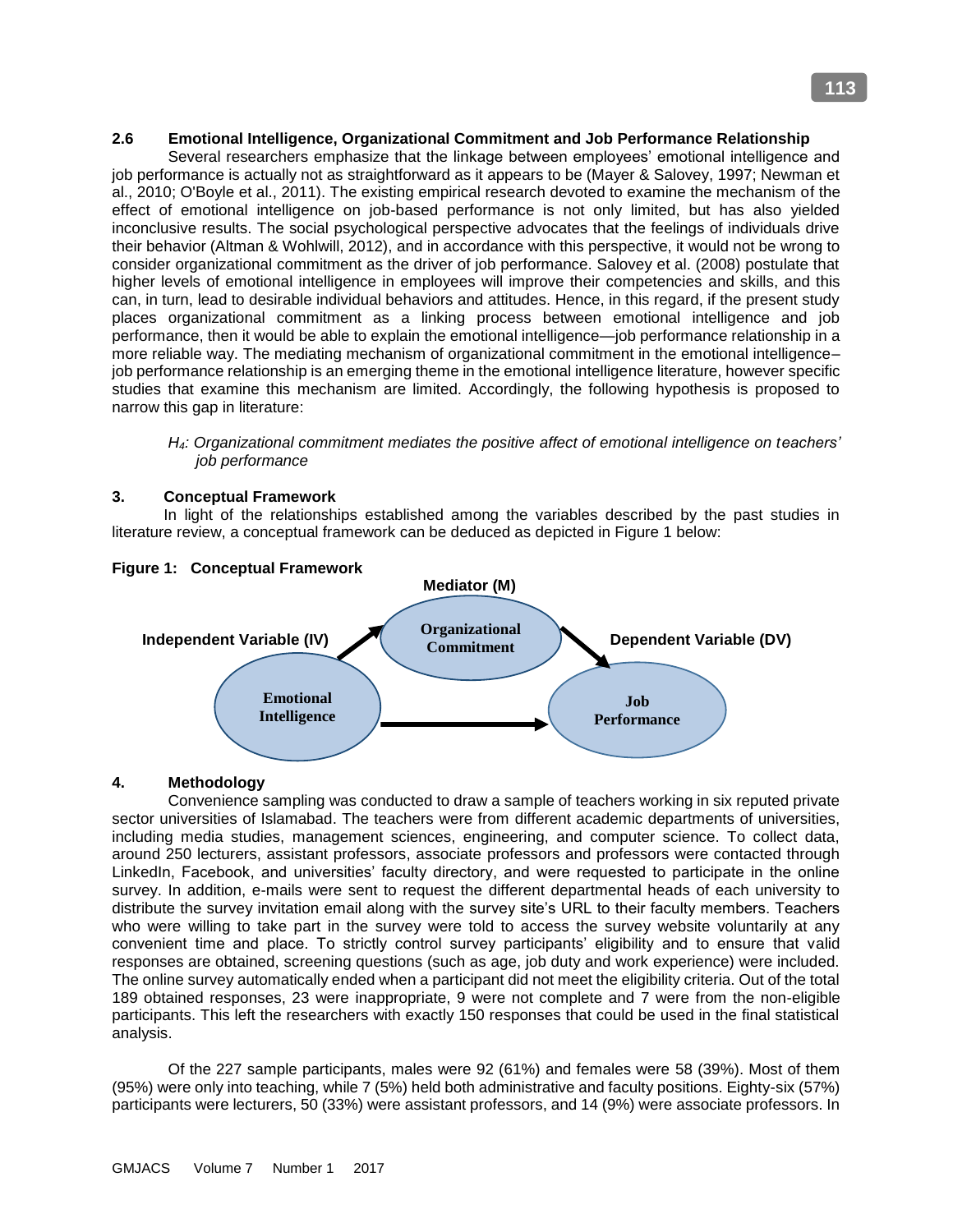### 2.6 Emotional Intelligence, Organizational Commitment and Job Performance Relationship

Several researchers emphasize that the linkage between employees' emotional intelligence and job performance is actually not as straightforward as it appears to be (Mayer & Salovey, 1997; Newman et al., 2010; O'Boyle et al., 2011). The existing empirical research devoted to examine the mechanism of the effect of emotional intelligence on job-based performance is not only limited, but has also yielded inconclusive results. The social psychological perspective advocates that the feelings of individuals drive their behavior (Altman & Wohlwill, 2012), and in accordance with this perspective, it would not be wrong to consider organizational commitment as the driver of job performance. Salovey et al. (2008) postulate that higher levels of emotional intelligence in employees will improve their competencies and skills, and this can, in turn, lead to desirable individual behaviors and attitudes. Hence, in this regard, if the present study places organizational commitment as a linking process between emotional intelligence and job performance, then it would be able to explain the emotional intelligence—job performance relationship in a more reliable way. The mediating mechanism of organizational commitment in the emotional intelligence–job performance relationship is an emerging theme in the emotional intelligence literature, however specific studies that examine this mechanism are limited. Accordingly, the following hypothesis is proposed to narrow this gap in literature:

> *$H_4$: Organizational commitment mediates the positive affect of emotional intelligence on teachers' job performance*

## 3. Conceptual Framework

In light of the relationships established among the variables described by the past studies in literature review, a conceptual framework can be deduced as depicted in Figure 1 below:

**Figure 1: Conceptual Framework**

Mediator (M): Organizational Commitment

Independent Variable (IV): Emotional Intelligence

Dependent Variable (DV): Job Performance

## 4. Methodology

Convenience sampling was conducted to draw a sample of teachers working in six reputed private sector universities of Islamabad. The teachers were from different academic departments of universities, including media studies, management sciences, engineering, and computer science. To collect data, around 250 lecturers, assistant professors, associate professors and professors were contacted through LinkedIn, Facebook, and universities' faculty directory, and were requested to participate in the online survey. In addition, e-mails were sent to request the different departmental heads of each university to distribute the survey invitation email along with the survey site's URL to their faculty members. Teachers who were willing to take part in the survey were told to access the survey website voluntarily at any convenient time and place. To strictly control survey participants' eligibility and to ensure that valid responses are obtained, screening questions (such as age, job duty and work experience) were included. The online survey automatically ended when a participant did not meet the eligibility criteria. Out of the total 189 obtained responses, 23 were inappropriate, 9 were not complete and 7 were from the non-eligible participants. This left the researchers with exactly 150 responses that could be used in the final statistical analysis.

Of the 227 sample participants, males were 92 (61%) and females were 58 (39%). Most of them (95%) were only into teaching, while 7 (5%) held both administrative and faculty positions. Eighty-six (57%) participants were lecturers, 50 (33%) were assistant professors, and 14 (9%) were associate professors. In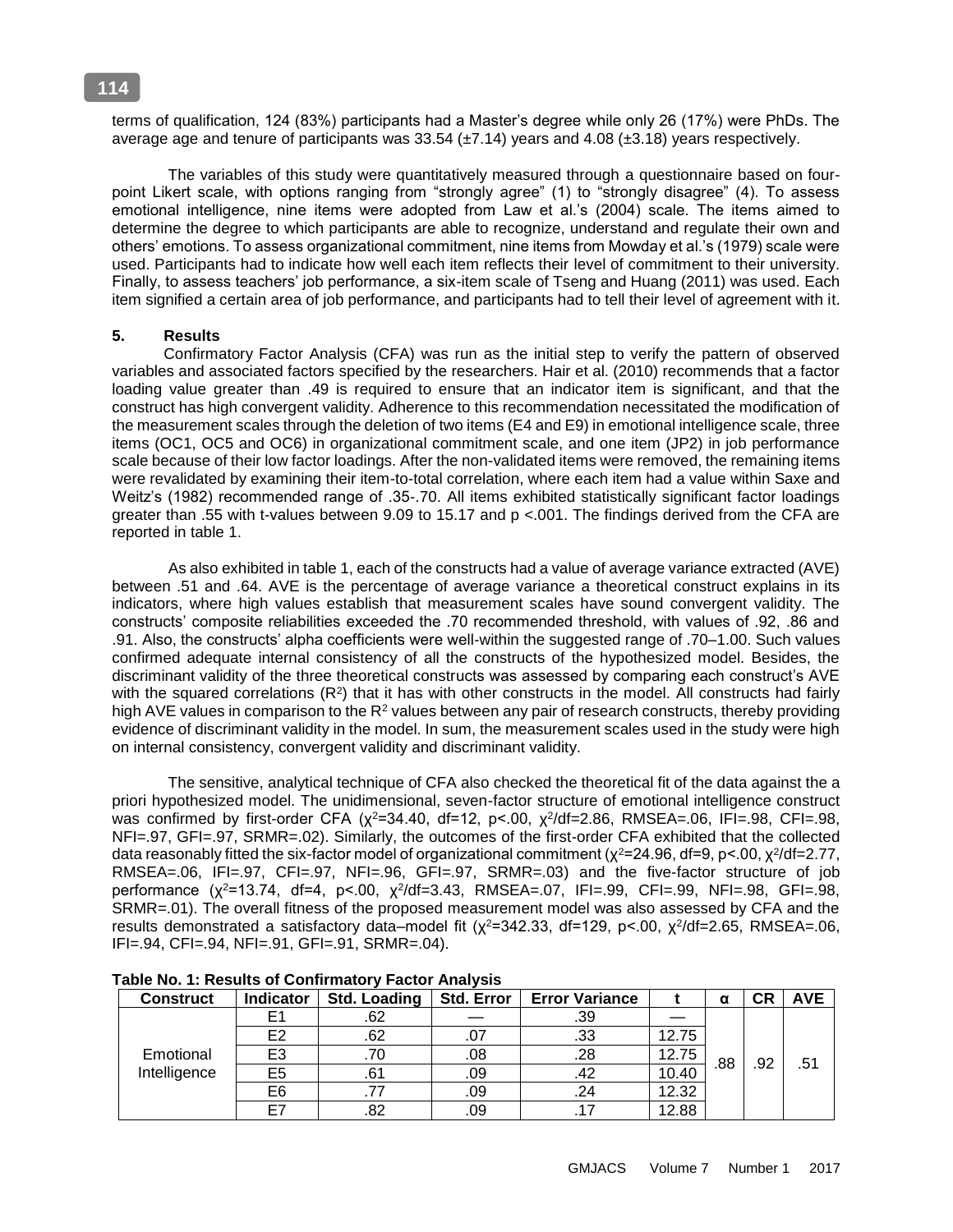terms of qualification, 124 (83%) participants had a Master's degree while only 26 (17%) were PhDs. The average age and tenure of participants was 33.54 (±7.14) years and 4.08 (±3.18) years respectively.

The variables of this study were quantitatively measured through a questionnaire based on four-point Likert scale, with options ranging from "strongly agree" (1) to "strongly disagree" (4). To assess emotional intelligence, nine items were adopted from Law et al.'s (2004) scale. The items aimed to determine the degree to which participants are able to recognize, understand and regulate their own and others' emotions. To assess organizational commitment, nine items from Mowday et al.'s (1979) scale were used. Participants had to indicate how well each item reflects their level of commitment to their university. Finally, to assess teachers' job performance, a six-item scale of Tseng and Huang (2011) was used. Each item signified a certain area of job performance, and participants had to tell their level of agreement with it.

## 5. Results

Confirmatory Factor Analysis (CFA) was run as the initial step to verify the pattern of observed variables and associated factors specified by the researchers. Hair et al. (2010) recommends that a factor loading value greater than .49 is required to ensure that an indicator item is significant, and that the construct has high convergent validity. Adherence to this recommendation necessitated the modification of the measurement scales through the deletion of two items (E4 and E9) in emotional intelligence scale, three items (OC1, OC5 and OC6) in organizational commitment scale, and one item (JP2) in job performance scale because of their low factor loadings. After the non-validated items were removed, the remaining items were revalidated by examining their item-to-total correlation, where each item had a value within Saxe and Weitz's (1982) recommended range of .35-.70. All items exhibited statistically significant factor loadings greater than .55 with t-values between 9.09 to 15.17 and p <.001. The findings derived from the CFA are reported in table 1.

As also exhibited in table 1, each of the constructs had a value of average variance extracted (AVE) between .51 and .64. AVE is the percentage of average variance a theoretical construct explains in its indicators, where high values establish that measurement scales have sound convergent validity. The constructs' composite reliabilities exceeded the .70 recommended threshold, with values of .92, .86 and .91. Also, the constructs' alpha coefficients were well-within the suggested range of .70–1.00. Such values confirmed adequate internal consistency of all the constructs of the hypothesized model. Besides, the discriminant validity of the three theoretical constructs was assessed by comparing each construct's AVE with the squared correlations ($R^2$) that it has with other constructs in the model. All constructs had fairly high AVE values in comparison to the $R^2$ values between any pair of research constructs, thereby providing evidence of discriminant validity in the model. In sum, the measurement scales used in the study were high on internal consistency, convergent validity and discriminant validity.

The sensitive, analytical technique of CFA also checked the theoretical fit of the data against the a priori hypothesized model. The unidimensional, seven-factor structure of emotional intelligence construct was confirmed by first-order CFA ($\chi^2$=34.40, df=12, p<.00, $\chi^2$/df=2.86, RMSEA=.06, IFI=.98, CFI=.98, NFI=.97, GFI=.97, SRMR=.02). Similarly, the outcomes of the first-order CFA exhibited that the collected data reasonably fitted the six-factor model of organizational commitment ($\chi^2$=24.96, df=9, p<.00, $\chi^2$/df=2.77, RMSEA=.06, IFI=.97, CFI=.97, NFI=.96, GFI=.97, SRMR=.03) and the five-factor structure of job performance ($\chi^2$=13.74, df=4, p<.00, $\chi^2$/df=3.43, RMSEA=.07, IFI=.99, CFI=.99, NFI=.98, GFI=.98, SRMR=.01). The overall fitness of the proposed measurement model was also assessed by CFA and the results demonstrated a satisfactory data–model fit ($\chi^2$=342.33, df=129, p<.00, $\chi^2$/df=2.65, RMSEA=.06, IFI=.94, CFI=.94, NFI=.91, GFI=.91, SRMR=.04).

**Table No. 1: Results of Confirmatory Factor Analysis**

| Construct | Indicator | Std. Loading | Std. Error | Error Variance | t | α | CR | AVE |
|---|---|---|---|---|---|---|---|---|
| Emotional Intelligence | E1 | .62 | — | .39 | — | .88 | .92 | .51 |
| | E2 | .62 | .07 | .33 | 12.75 | | | |
| | E3 | .70 | .08 | .28 | 12.75 | | | |
| | E5 | .61 | .09 | .42 | 10.40 | | | |
| | E6 | .77 | .09 | .24 | 12.32 | | | |
| | E7 | .82 | .09 | .17 | 12.88 | | | |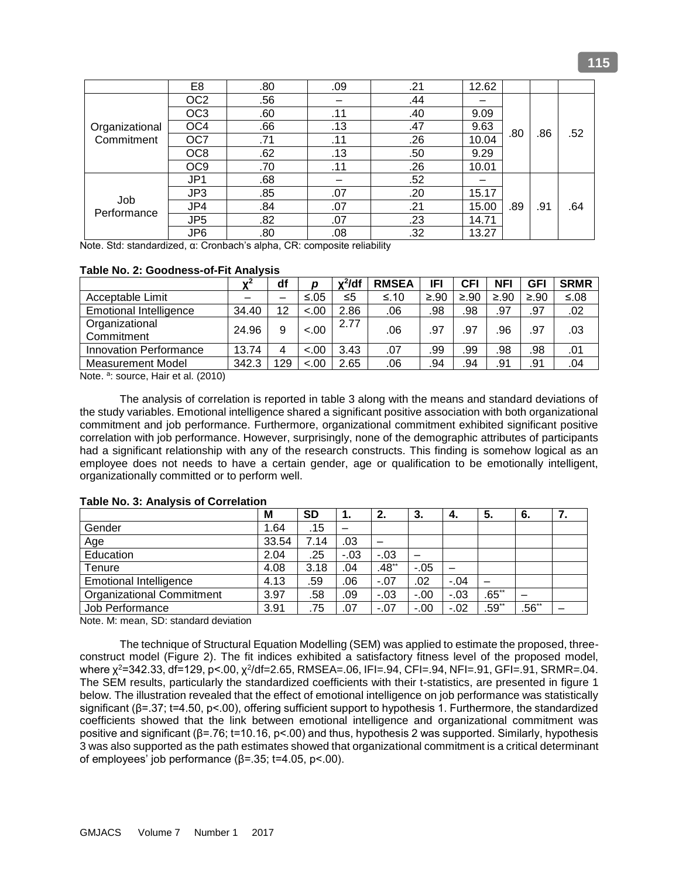|  | E8 | .80 | .09 | .21 | 12.62 |  |  |  |
|---|---|---|---|---|---|---|---|---|
| Organizational Commitment | OC2 | .56 | – | .44 | – | .80 | .86 | .52 |
|  | OC3 | .60 | .11 | .40 | 9.09 |  |  |  |
|  | OC4 | .66 | .13 | .47 | 9.63 |  |  |  |
|  | OC7 | .71 | .11 | .26 | 10.04 |  |  |  |
|  | OC8 | .62 | .13 | .50 | 9.29 |  |  |  |
|  | OC9 | .70 | .11 | .26 | 10.01 |  |  |  |
| Job Performance | JP1 | .68 | – | .52 | – | .89 | .91 | .64 |
|  | JP3 | .85 | .07 | .20 | 15.17 |  |  |  |
|  | JP4 | .84 | .07 | .21 | 15.00 |  |  |  |
|  | JP5 | .82 | .07 | .23 | 14.71 |  |  |  |
|  | JP6 | .80 | .08 | .32 | 13.27 |  |  |  |

Note. Std: standardized, α: Cronbach's alpha, CR: composite reliability

**Table No. 2: Goodness-of-Fit Analysis**

|  | $\chi^2$ | df | *p* | $\chi^2$/df | RMSEA | IFI | CFI | NFI | GFI | SRMR |
|---|---|---|---|---|---|---|---|---|---|---|
| Acceptable Limit | – | – | ≤.05 | ≤5 | ≤.10 | ≥.90 | ≥.90 | ≥.90 | ≥.90 | ≤.08 |
| Emotional Intelligence | 34.40 | 12 | <.00 | 2.86 | .06 | .98 | .98 | .97 | .97 | .02 |
| Organizational Commitment | 24.96 | 9 | <.00 | 2.77 | .06 | .97 | .97 | .96 | .97 | .03 |
| Innovation Performance | 13.74 | 4 | <.00 | 3.43 | .07 | .99 | .99 | .98 | .98 | .01 |
| Measurement Model | 342.3 | 129 | <.00 | 2.65 | .06 | .94 | .94 | .91 | .91 | .04 |

Note. [a]: source, Hair et al. (2010)

The analysis of correlation is reported in table 3 along with the means and standard deviations of the study variables. Emotional intelligence shared a significant positive association with both organizational commitment and job performance. Furthermore, organizational commitment exhibited significant positive correlation with job performance. However, surprisingly, none of the demographic attributes of participants had a significant relationship with any of the research constructs. This finding is somehow logical as an employee does not needs to have a certain gender, age or qualification to be emotionally intelligent, organizationally committed or to perform well.

**Table No. 3: Analysis of Correlation**

|  | M | SD | 1. | 2. | 3. | 4. | 5. | 6. | 7. |
|---|---|---|---|---|---|---|---|---|---|
| Gender | 1.64 | .15 | – |  |  |  |  |  |  |
| Age | 33.54 | 7.14 | .03 | – |  |  |  |  |  |
| Education | 2.04 | .25 | -.03 | -.03 | – |  |  |  |  |
| Tenure | 4.08 | 3.18 | .04 | .48** | -.05 | – |  |  |  |
| Emotional Intelligence | 4.13 | .59 | .06 | -.07 | .02 | -.04 | – |  |  |
| Organizational Commitment | 3.97 | .58 | .09 | -.03 | -.00 | -.03 | .65** | – |  |
| Job Performance | 3.91 | .75 | .07 | -.07 | -.00 | -.02 | .59** | .56** | – |

Note. M: mean, SD: standard deviation

The technique of Structural Equation Modelling (SEM) was applied to estimate the proposed, three-construct model (Figure 2). The fit indices exhibited a satisfactory fitness level of the proposed model, where $\chi^2$=342.33, df=129, p<.00, $\chi^2$/df=2.65, RMSEA=.06, IFI=.94, CFI=.94, NFI=.91, GFI=.91, SRMR=.04. The SEM results, particularly the standardized coefficients with their t-statistics, are presented in figure 1 below. The illustration revealed that the effect of emotional intelligence on job performance was statistically significant (β=.37; t=4.50, p<.00), offering sufficient support to hypothesis 1. Furthermore, the standardized coefficients showed that the link between emotional intelligence and organizational commitment was positive and significant (β=.76; t=10.16, p<.00) and thus, hypothesis 2 was supported. Similarly, hypothesis 3 was also supported as the path estimates showed that organizational commitment is a critical determinant of employees' job performance (β=.35; t=4.05, p<.00).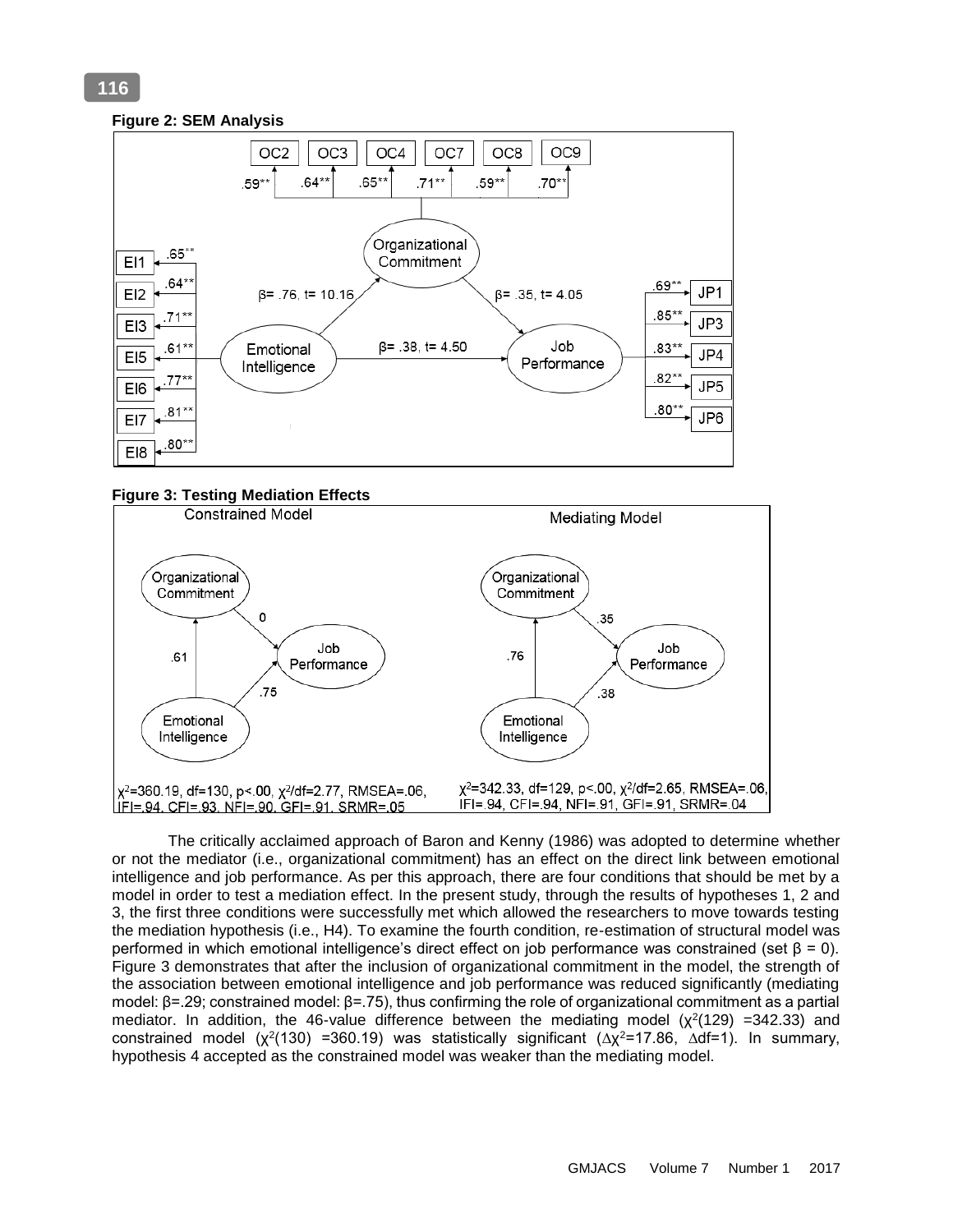**Figure 2: SEM Analysis**

**Figure 3: Testing Mediation Effects**

Constrained Model: $\chi^2$=360.19, df=130, p<.00, $\chi^2$/df=2.77, RMSEA=.06, IFI=.94, CFI=.93, NFI=.90, GFI=.91, SRMR=.05

Mediating Model: $\chi^2$=342.33, df=129, p<.00, $\chi^2$/df=2.65, RMSEA=.06, IFI=.94, CFI=.94, NFI=.91, GFI=.91, SRMR=.04

The critically acclaimed approach of Baron and Kenny (1986) was adopted to determine whether or not the mediator (i.e., organizational commitment) has an effect on the direct link between emotional intelligence and job performance. As per this approach, there are four conditions that should be met by a model in order to test a mediation effect. In the present study, through the results of hypotheses 1, 2 and 3, the first three conditions were successfully met which allowed the researchers to move towards testing the mediation hypothesis (i.e., H4). To examine the fourth condition, re-estimation of structural model was performed in which emotional intelligence's direct effect on job performance was constrained (set β = 0). Figure 3 demonstrates that after the inclusion of organizational commitment in the model, the strength of the association between emotional intelligence and job performance was reduced significantly (mediating model: β=.29; constrained model: β=.75), thus confirming the role of organizational commitment as a partial mediator. In addition, the 46-value difference between the mediating model ($\chi^2$(129) =342.33) and constrained model ($\chi^2$(130) =360.19) was statistically significant ($\Delta\chi^2$=17.86, $\Delta$df=1). In summary, hypothesis 4 accepted as the constrained model was weaker than the mediating model.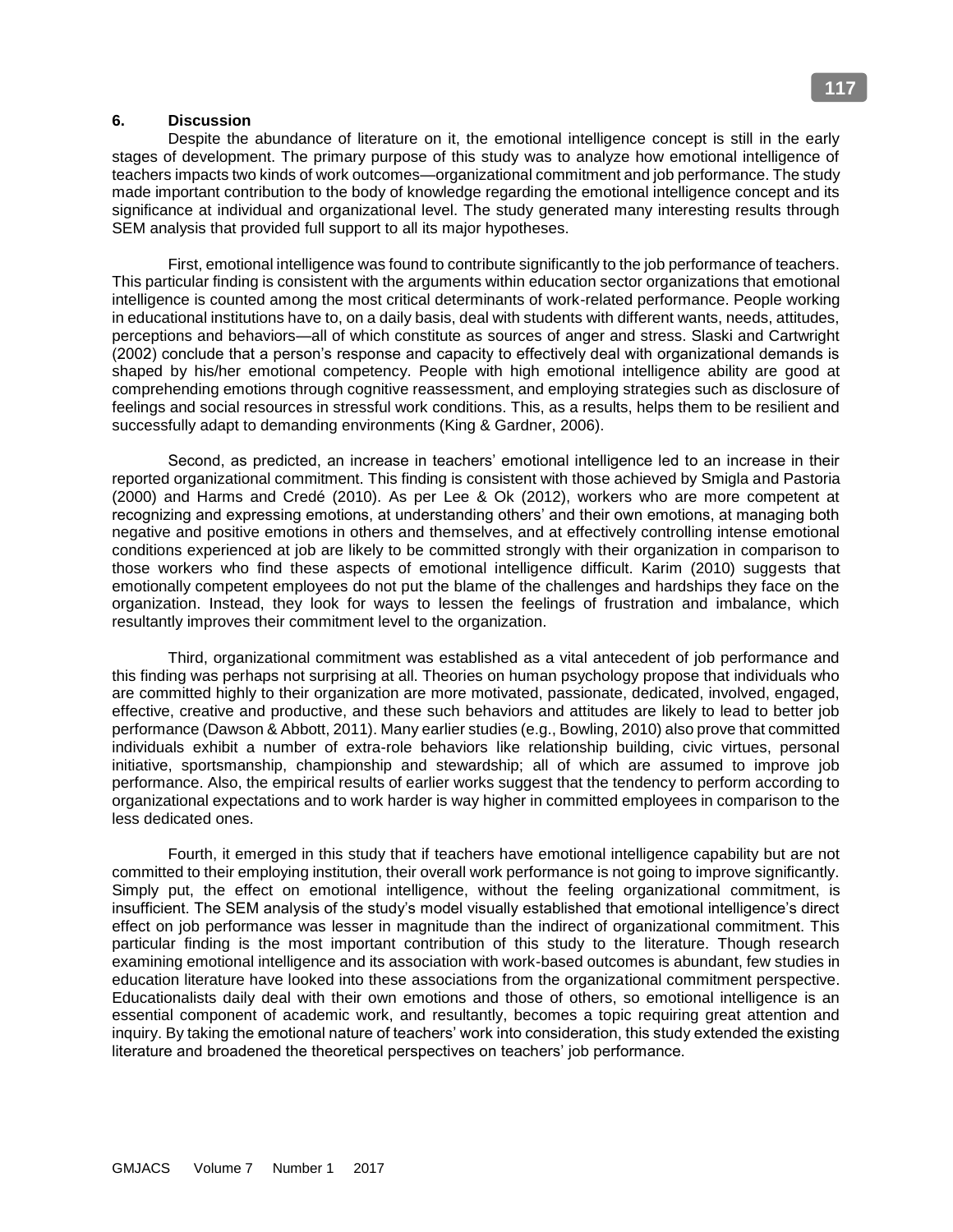## 6. Discussion

Despite the abundance of literature on it, the emotional intelligence concept is still in the early stages of development. The primary purpose of this study was to analyze how emotional intelligence of teachers impacts two kinds of work outcomes—organizational commitment and job performance. The study made important contribution to the body of knowledge regarding the emotional intelligence concept and its significance at individual and organizational level. The study generated many interesting results through SEM analysis that provided full support to all its major hypotheses.

First, emotional intelligence was found to contribute significantly to the job performance of teachers. This particular finding is consistent with the arguments within education sector organizations that emotional intelligence is counted among the most critical determinants of work-related performance. People working in educational institutions have to, on a daily basis, deal with students with different wants, needs, attitudes, perceptions and behaviors—all of which constitute as sources of anger and stress. Slaski and Cartwright (2002) conclude that a person's response and capacity to effectively deal with organizational demands is shaped by his/her emotional competency. People with high emotional intelligence ability are good at comprehending emotions through cognitive reassessment, and employing strategies such as disclosure of feelings and social resources in stressful work conditions. This, as a results, helps them to be resilient and successfully adapt to demanding environments (King & Gardner, 2006).

Second, as predicted, an increase in teachers' emotional intelligence led to an increase in their reported organizational commitment. This finding is consistent with those achieved by Smigla and Pastoria (2000) and Harms and Credé (2010). As per Lee & Ok (2012), workers who are more competent at recognizing and expressing emotions, at understanding others' and their own emotions, at managing both negative and positive emotions in others and themselves, and at effectively controlling intense emotional conditions experienced at job are likely to be committed strongly with their organization in comparison to those workers who find these aspects of emotional intelligence difficult. Karim (2010) suggests that emotionally competent employees do not put the blame of the challenges and hardships they face on the organization. Instead, they look for ways to lessen the feelings of frustration and imbalance, which resultantly improves their commitment level to the organization.

Third, organizational commitment was established as a vital antecedent of job performance and this finding was perhaps not surprising at all. Theories on human psychology propose that individuals who are committed highly to their organization are more motivated, passionate, dedicated, involved, engaged, effective, creative and productive, and these such behaviors and attitudes are likely to lead to better job performance (Dawson & Abbott, 2011). Many earlier studies (e.g., Bowling, 2010) also prove that committed individuals exhibit a number of extra-role behaviors like relationship building, civic virtues, personal initiative, sportsmanship, championship and stewardship; all of which are assumed to improve job performance. Also, the empirical results of earlier works suggest that the tendency to perform according to organizational expectations and to work harder is way higher in committed employees in comparison to the less dedicated ones.

Fourth, it emerged in this study that if teachers have emotional intelligence capability but are not committed to their employing institution, their overall work performance is not going to improve significantly. Simply put, the effect on emotional intelligence, without the feeling organizational commitment, is insufficient. The SEM analysis of the study's model visually established that emotional intelligence's direct effect on job performance was lesser in magnitude than the indirect of organizational commitment. This particular finding is the most important contribution of this study to the literature. Though research examining emotional intelligence and its association with work-based outcomes is abundant, few studies in education literature have looked into these associations from the organizational commitment perspective. Educationalists daily deal with their own emotions and those of others, so emotional intelligence is an essential component of academic work, and resultantly, becomes a topic requiring great attention and inquiry. By taking the emotional nature of teachers' work into consideration, this study extended the existing literature and broadened the theoretical perspectives on teachers' job performance.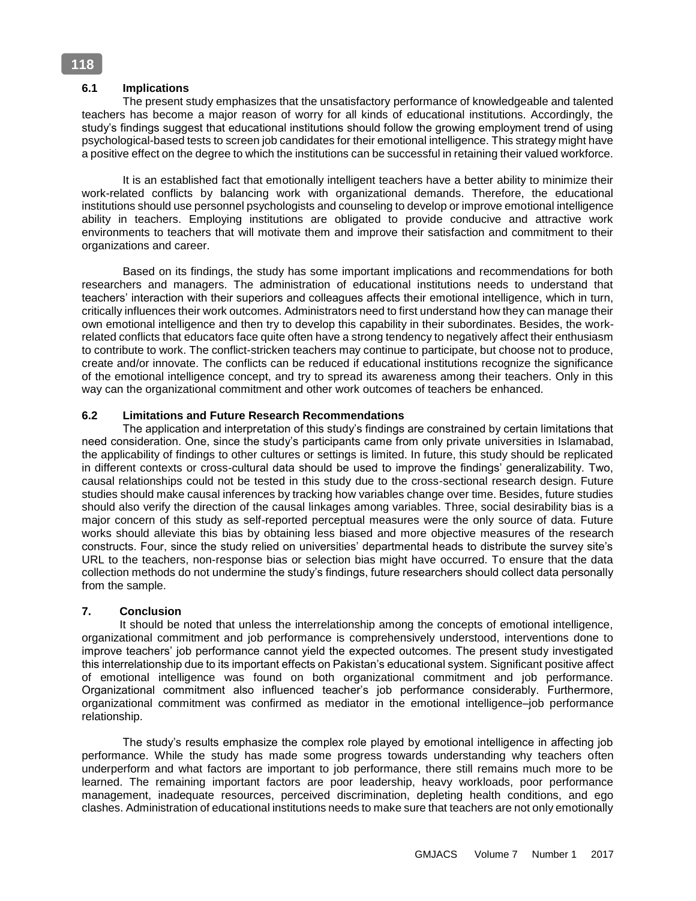### 6.1 Implications

The present study emphasizes that the unsatisfactory performance of knowledgeable and talented teachers has become a major reason of worry for all kinds of educational institutions. Accordingly, the study's findings suggest that educational institutions should follow the growing employment trend of using psychological-based tests to screen job candidates for their emotional intelligence. This strategy might have a positive effect on the degree to which the institutions can be successful in retaining their valued workforce.

It is an established fact that emotionally intelligent teachers have a better ability to minimize their work-related conflicts by balancing work with organizational demands. Therefore, the educational institutions should use personnel psychologists and counseling to develop or improve emotional intelligence ability in teachers. Employing institutions are obligated to provide conducive and attractive work environments to teachers that will motivate them and improve their satisfaction and commitment to their organizations and career.

Based on its findings, the study has some important implications and recommendations for both researchers and managers. The administration of educational institutions needs to understand that teachers' interaction with their superiors and colleagues affects their emotional intelligence, which in turn, critically influences their work outcomes. Administrators need to first understand how they can manage their own emotional intelligence and then try to develop this capability in their subordinates. Besides, the work-related conflicts that educators face quite often have a strong tendency to negatively affect their enthusiasm to contribute to work. The conflict-stricken teachers may continue to participate, but choose not to produce, create and/or innovate. The conflicts can be reduced if educational institutions recognize the significance of the emotional intelligence concept, and try to spread its awareness among their teachers. Only in this way can the organizational commitment and other work outcomes of teachers be enhanced.

### 6.2 Limitations and Future Research Recommendations

The application and interpretation of this study's findings are constrained by certain limitations that need consideration. One, since the study's participants came from only private universities in Islamabad, the applicability of findings to other cultures or settings is limited. In future, this study should be replicated in different contexts or cross-cultural data should be used to improve the findings' generalizability. Two, causal relationships could not be tested in this study due to the cross-sectional research design. Future studies should make causal inferences by tracking how variables change over time. Besides, future studies should also verify the direction of the causal linkages among variables. Three, social desirability bias is a major concern of this study as self-reported perceptual measures were the only source of data. Future works should alleviate this bias by obtaining less biased and more objective measures of the research constructs. Four, since the study relied on universities' departmental heads to distribute the survey site's URL to the teachers, non-response bias or selection bias might have occurred. To ensure that the data collection methods do not undermine the study's findings, future researchers should collect data personally from the sample.

## 7. Conclusion

It should be noted that unless the interrelationship among the concepts of emotional intelligence, organizational commitment and job performance is comprehensively understood, interventions done to improve teachers' job performance cannot yield the expected outcomes. The present study investigated this interrelationship due to its important effects on Pakistan's educational system. Significant positive affect of emotional intelligence was found on both organizational commitment and job performance. Organizational commitment also influenced teacher's job performance considerably. Furthermore, organizational commitment was confirmed as mediator in the emotional intelligence–job performance relationship.

The study's results emphasize the complex role played by emotional intelligence in affecting job performance. While the study has made some progress towards understanding why teachers often underperform and what factors are important to job performance, there still remains much more to be learned. The remaining important factors are poor leadership, heavy workloads, poor performance management, inadequate resources, perceived discrimination, depleting health conditions, and ego clashes. Administration of educational institutions needs to make sure that teachers are not only emotionally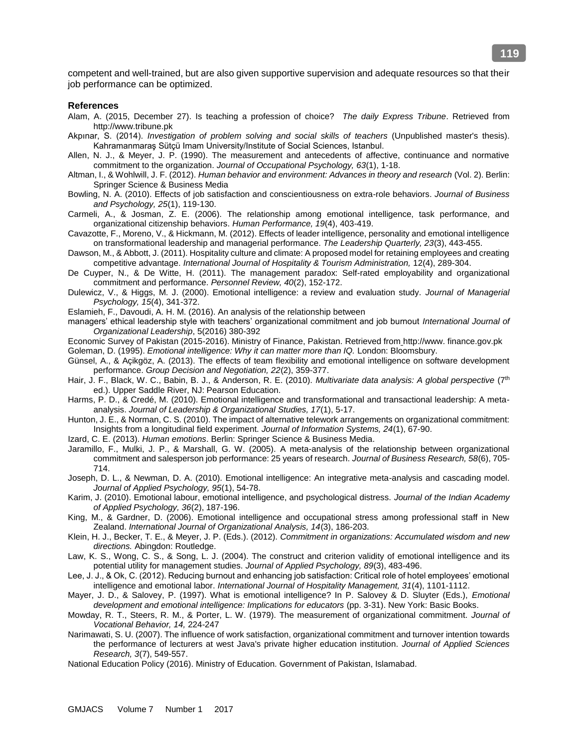competent and well-trained, but are also given supportive supervision and adequate resources so that their job performance can be optimized.

**References**

Alam, A. (2015, December 27). Is teaching a profession of choice? *The daily Express Tribune*. Retrieved from http://www.tribune.pk

Akpınar, S. (2014). *Investigation of problem solving and social skills of teachers* (Unpublished master's thesis). Kahramanmaraş Sütçü Imam University/Institute of Social Sciences, Istanbul.

Allen, N. J., & Meyer, J. P. (1990). The measurement and antecedents of affective, continuance and normative commitment to the organization. *Journal of Occupational Psychology, 63*(1), 1-18.

Altman, I., & Wohlwill, J. F. (2012). *Human behavior and environment: Advances in theory and research* (Vol. 2). Berlin: Springer Science & Business Media

Bowling, N. A. (2010). Effects of job satisfaction and conscientiousness on extra-role behaviors. *Journal of Business and Psychology, 25*(1), 119-130.

Carmeli, A., & Josman, Z. E. (2006). The relationship among emotional intelligence, task performance, and organizational citizenship behaviors. *Human Performance, 19*(4), 403-419.

Cavazotte, F., Moreno, V., & Hickmann, M. (2012). Effects of leader intelligence, personality and emotional intelligence on transformational leadership and managerial performance. *The Leadership Quarterly, 23*(3), 443-455.

Dawson, M., & Abbott, J. (2011). Hospitality culture and climate: A proposed model for retaining employees and creating competitive advantage. *International Journal of Hospitality & Tourism Administration,* 12(4), 289-304.

De Cuyper, N., & De Witte, H. (2011). The management paradox: Self-rated employability and organizational commitment and performance. *Personnel Review, 40*(2), 152-172.

Dulewicz, V., & Higgs, M. J. (2000). Emotional intelligence: a review and evaluation study. *Journal of Managerial Psychology, 15*(4), 341-372.

Eslamieh, F., Davoudi, A. H. M. (2016). An analysis of the relationship between managers' ethical leadership style with teachers' organizational commitment and job burnout *International Journal of Organizational Leadership*, 5(2016) 380-392

Economic Survey of Pakistan (2015-2016). Ministry of Finance, Pakistan. Retrieved from http://www. finance.gov.pk

Goleman, D. (1995). *Emotional intelligence: Why it can matter more than IQ.* London: Bloomsbury.

Günsel, A., & Açikgöz, A. (2013). The effects of team flexibility and emotional intelligence on software development performance. *Group Decision and Negotiation, 22*(2), 359-377.

Hair, J. F., Black, W. C., Babin, B. J., & Anderson, R. E. (2010). *Multivariate data analysis: A global perspective* (7th ed.). Upper Saddle River, NJ: Pearson Education.

Harms, P. D., & Credé, M. (2010). Emotional intelligence and transformational and transactional leadership: A meta-analysis. *Journal of Leadership & Organizational Studies, 17*(1), 5-17.

Hunton, J. E., & Norman, C. S. (2010). The impact of alternative telework arrangements on organizational commitment: Insights from a longitudinal field experiment. *Journal of Information Systems, 24*(1), 67-90.

Izard, C. E. (2013). *Human emotions*. Berlin: Springer Science & Business Media.

Jaramillo, F., Mulki, J. P., & Marshall, G. W. (2005). A meta-analysis of the relationship between organizational commitment and salesperson job performance: 25 years of research. *Journal of Business Research, 58*(6), 705-714.

Joseph, D. L., & Newman, D. A. (2010). Emotional intelligence: An integrative meta-analysis and cascading model. *Journal of Applied Psychology, 95*(1), 54-78.

Karim, J. (2010). Emotional labour, emotional intelligence, and psychological distress. *Journal of the Indian Academy of Applied Psychology, 36*(2), 187-196.

King, M., & Gardner, D. (2006). Emotional intelligence and occupational stress among professional staff in New Zealand. *International Journal of Organizational Analysis, 14*(3), 186-203.

Klein, H. J., Becker, T. E., & Meyer, J. P. (Eds.). (2012). *Commitment in organizations: Accumulated wisdom and new directions.* Abingdon: Routledge.

Law, K. S., Wong, C. S., & Song, L. J. (2004). The construct and criterion validity of emotional intelligence and its potential utility for management studies. *Journal of Applied Psychology, 89*(3), 483-496.

Lee, J. J., & Ok, C. (2012). Reducing burnout and enhancing job satisfaction: Critical role of hotel employees' emotional intelligence and emotional labor. *International Journal of Hospitality Management, 31*(4), 1101-1112.

Mayer, J. D., & Salovey, P. (1997). What is emotional intelligence? In P. Salovey & D. Sluyter (Eds.), *Emotional development and emotional intelligence: Implications for educators* (pp. 3-31). New York: Basic Books.

Mowday, R. T., Steers, R. M., & Porter, L. W. (1979). The measurement of organizational commitment. *Journal of Vocational Behavior, 14,* 224-247

Narimawati, S. U. (2007). The influence of work satisfaction, organizational commitment and turnover intention towards the performance of lecturers at west Java's private higher education institution. *Journal of Applied Sciences Research, 3*(7), 549-557.

National Education Policy (2016). Ministry of Education. Government of Pakistan, Islamabad.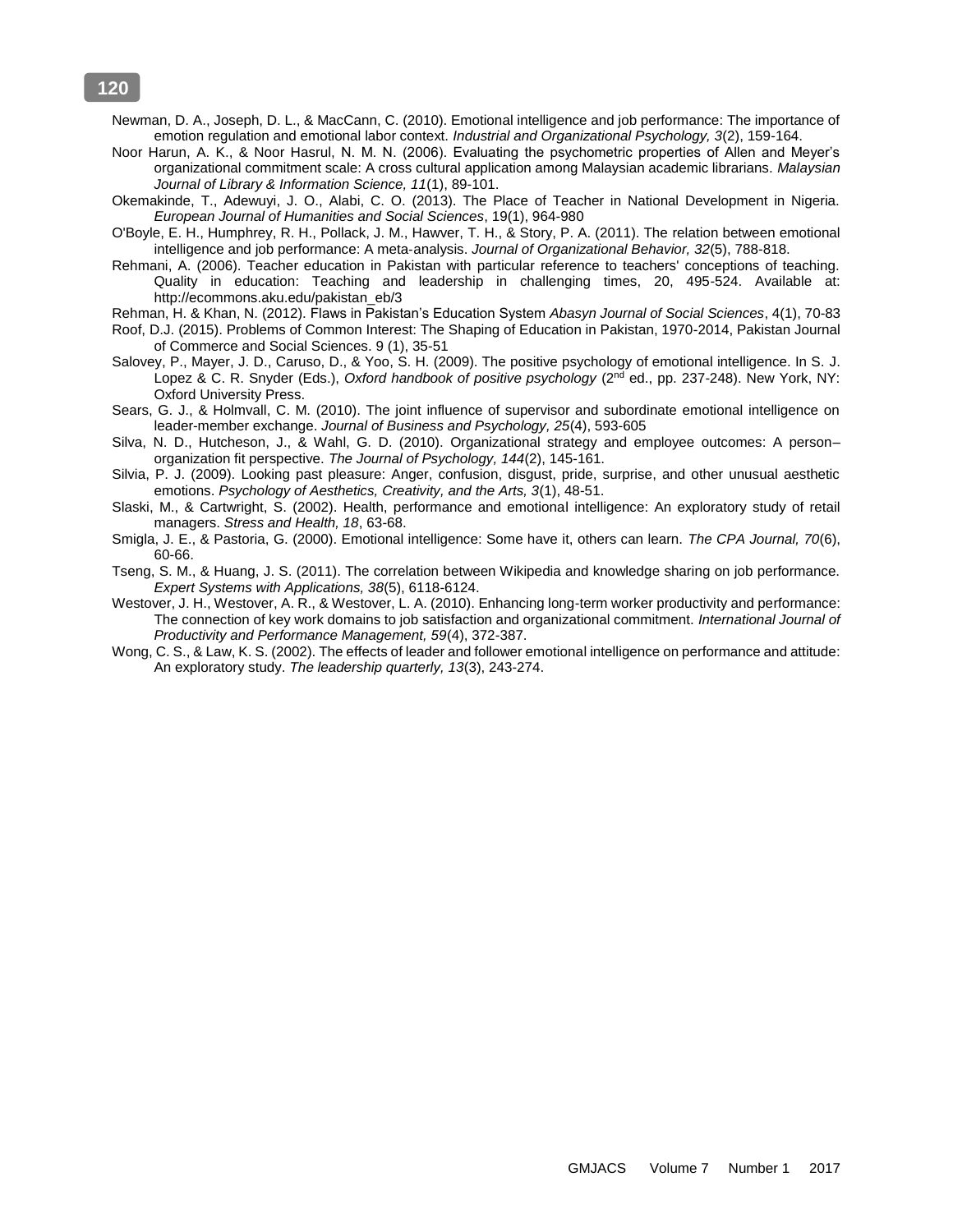Newman, D. A., Joseph, D. L., & MacCann, C. (2010). Emotional intelligence and job performance: The importance of emotion regulation and emotional labor context. *Industrial and Organizational Psychology, 3*(2), 159-164.

Noor Harun, A. K., & Noor Hasrul, N. M. N. (2006). Evaluating the psychometric properties of Allen and Meyer's organizational commitment scale: A cross cultural application among Malaysian academic librarians. *Malaysian Journal of Library & Information Science, 11*(1), 89-101.

Okemakinde, T., Adewuyi, J. O., Alabi, C. O. (2013). The Place of Teacher in National Development in Nigeria. *European Journal of Humanities and Social Sciences*, 19(1), 964-980

O'Boyle, E. H., Humphrey, R. H., Pollack, J. M., Hawver, T. H., & Story, P. A. (2011). The relation between emotional intelligence and job performance: A meta-analysis. *Journal of Organizational Behavior, 32*(5), 788-818.

Rehmani, A. (2006). Teacher education in Pakistan with particular reference to teachers' conceptions of teaching. Quality in education: Teaching and leadership in challenging times, 20, 495-524. Available at: http://ecommons.aku.edu/pakistan_eb/3

Rehman, H. & Khan, N. (2012). Flaws in Pakistan's Education System *Abasyn Journal of Social Sciences*, 4(1), 70-83

Roof, D.J. (2015). Problems of Common Interest: The Shaping of Education in Pakistan, 1970-2014, Pakistan Journal of Commerce and Social Sciences. 9 (1), 35-51

Salovey, P., Mayer, J. D., Caruso, D., & Yoo, S. H. (2009). The positive psychology of emotional intelligence. In S. J. Lopez & C. R. Snyder (Eds.), *Oxford handbook of positive psychology* (2nd ed., pp. 237-248). New York, NY: Oxford University Press.

Sears, G. J., & Holmvall, C. M. (2010). The joint influence of supervisor and subordinate emotional intelligence on leader-member exchange. *Journal of Business and Psychology, 25*(4), 593-605

Silva, N. D., Hutcheson, J., & Wahl, G. D. (2010). Organizational strategy and employee outcomes: A person–organization fit perspective. *The Journal of Psychology, 144*(2), 145-161.

Silvia, P. J. (2009). Looking past pleasure: Anger, confusion, disgust, pride, surprise, and other unusual aesthetic emotions. *Psychology of Aesthetics, Creativity, and the Arts, 3*(1), 48-51.

Slaski, M., & Cartwright, S. (2002). Health, performance and emotional intelligence: An exploratory study of retail managers. *Stress and Health, 18*, 63-68.

Smigla, J. E., & Pastoria, G. (2000). Emotional intelligence: Some have it, others can learn. *The CPA Journal, 70*(6), 60-66.

Tseng, S. M., & Huang, J. S. (2011). The correlation between Wikipedia and knowledge sharing on job performance. *Expert Systems with Applications, 38*(5), 6118-6124.

Westover, J. H., Westover, A. R., & Westover, L. A. (2010). Enhancing long-term worker productivity and performance: The connection of key work domains to job satisfaction and organizational commitment. *International Journal of Productivity and Performance Management, 59*(4), 372-387.

Wong, C. S., & Law, K. S. (2002). The effects of leader and follower emotional intelligence on performance and attitude: An exploratory study. *The leadership quarterly, 13*(3), 243-274.